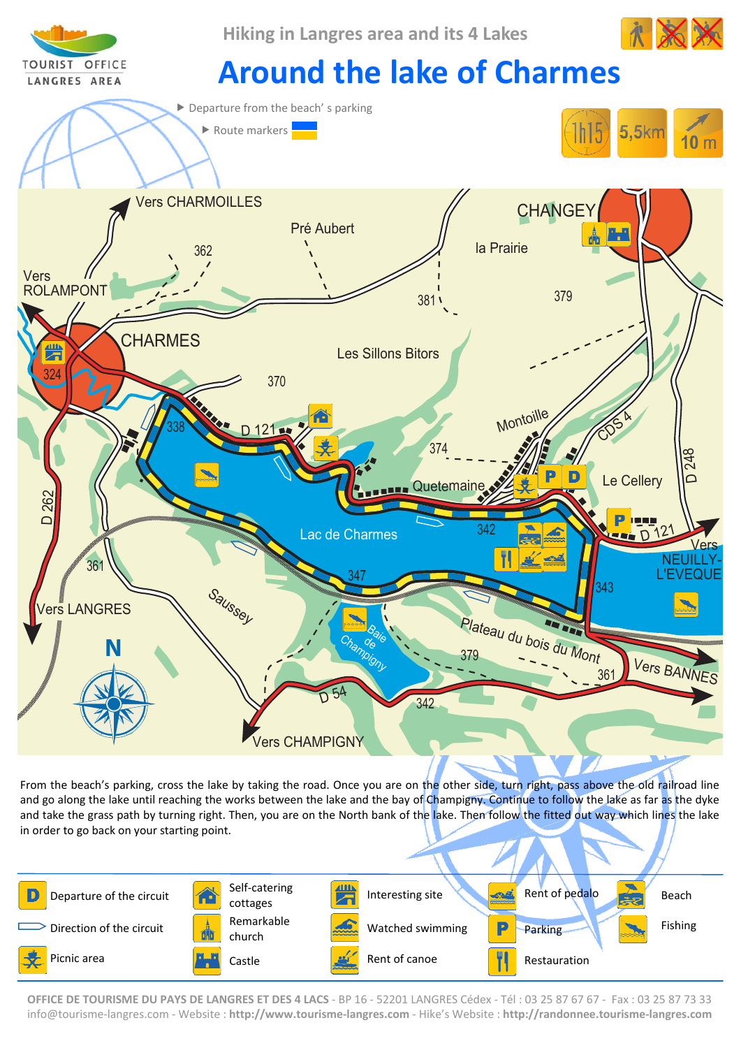TOURIST OFFICE LANGRES AREA

Hiking in Langres area and its 4 Lakes

# Around the lake of Charmes

▶ Departure from the beach' s parking

▶ Route markers

1h15 | 5,5km | 10 m

From the beach's parking, cross the lake by taking the road. Once you are on the other side, turn right, pass above the old railroad line and go along the lake until reaching the works between the lake and the bay of Champigny. Continue to follow the lake as far as the dyke and take the grass path by turning right. Then, you are on the North bank of the lake. Then follow the fitted out way which lines the lake in order to go back on your starting point.

| | | | | |
|---|---|---|---|---|
| D Departure of the circuit | Self-catering cottages | Interesting site | Rent of pedalo | Beach |
| Direction of the circuit | Remarkable church | Watched swimming | P Parking | Fishing |
| Picnic area | Castle | Rent of canoe | Restauration | |

OFFICE DE TOURISME DU PAYS DE LANGRES ET DES 4 LACS - BP 16 - 52201 LANGRES Cédex - Tél : 03 25 87 67 67 - Fax : 03 25 87 73 33
info@tourisme-langres.com - Website : **http://www.tourisme-langres.com** - Hike's Website : **http://randonnee.tourisme-langres.com**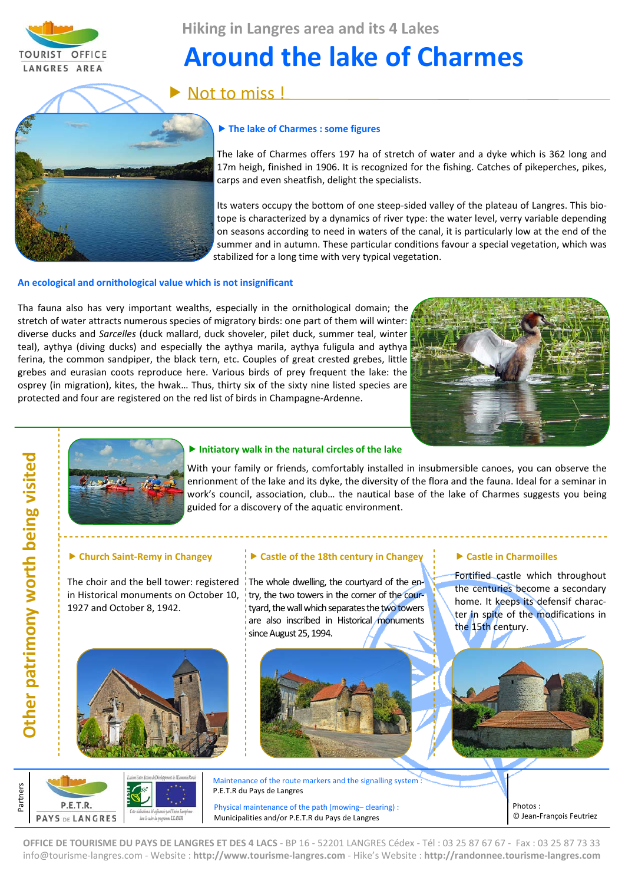TOURIST OFFICE
LANGRES AREA

## Hiking in Langres area and its 4 Lakes

# Around the lake of Charmes

## Not to miss !

### The lake of Charmes : some figures

The lake of Charmes offers 197 ha of stretch of water and a dyke which is 362 long and 17m heigh, finished in 1906. It is recognized for the fishing. Catches of pikeperches, pikes, carps and even sheatfish, delight the specialists.

Its waters occupy the bottom of one steep-sided valley of the plateau of Langres. This bio-tope is characterized by a dynamics of river type: the water level, very variable depending on seasons according to need in waters of the canal, it is particularly low at the end of the summer and in autumn. These particular conditions favour a special vegetation, which was stabilized for a long time with very typical vegetation.

### An ecological and ornithological value which is not insignificant

Tha fauna also has very important wealths, especially in the ornithological domain; the stretch of water attracts numerous species of migratory birds: one part of them will winter: diverse ducks and *Sarcelles* (duck mallard, duck shoveler, pilet duck, summer teal, winter teal), aythya (diving ducks) and especially the aythya marila, aythya fuligula and aythya ferina, the common sandpiper, the black tern, etc. Couples of great crested grebes, little grebes and eurasian coots reproduce here. Various birds of prey frequent the lake: the osprey (in migration), kites, the hwak… Thus, thirty six of the sixty nine listed species are protected and four are registered on the red list of birds in Champagne-Ardenne.

## Other patrimony worth being visited

### Initiatory walk in the natural circles of the lake

With your family or friends, comfortably installed in insubmersible canoes, you can observe the enrionment of the lake and its dyke, the diversity of the flora and the fauna. Ideal for a seminar in work's council, association, club… the nautical base of the lake of Charmes suggests you being guided for a discovery of the aquatic environment.

### Church Saint-Remy in Changey

The choir and the bell tower: registered in Historical monuments on October 10, 1927 and October 8, 1942.

### Castle of the 18th century in Changey

The whole dwelling, the courtyard of the en-try, the two towers in the corner of the cour-tyard, the wall which separates the two towers are also inscribed in Historical monuments since August 25, 1994.

### Castle in Charmoilles

Fortified castle which throughout the centuries become a secondary home. It keeps its defensif charac-ter in spite of the modifications in the 15th century.

Partners

P.E.T.R. PAYS DE LANGRES

Maintenance of the route markers and the signalling system : P.E.T.R du Pays de Langres

Physical maintenance of the path (mowing– clearing) : Municipalities and/or P.E.T.R du Pays de Langres

Photos : © Jean-François Feutriez

OFFICE DE TOURISME DU PAYS DE LANGRES ET DES 4 LACS - BP 16 - 52201 LANGRES Cédex - Tél : 03 25 87 67 67 - Fax : 03 25 87 73 33
info@tourisme-langres.com - Website : **http://www.tourisme-langres.com** - Hike's Website : **http://randonnee.tourisme-langres.com**